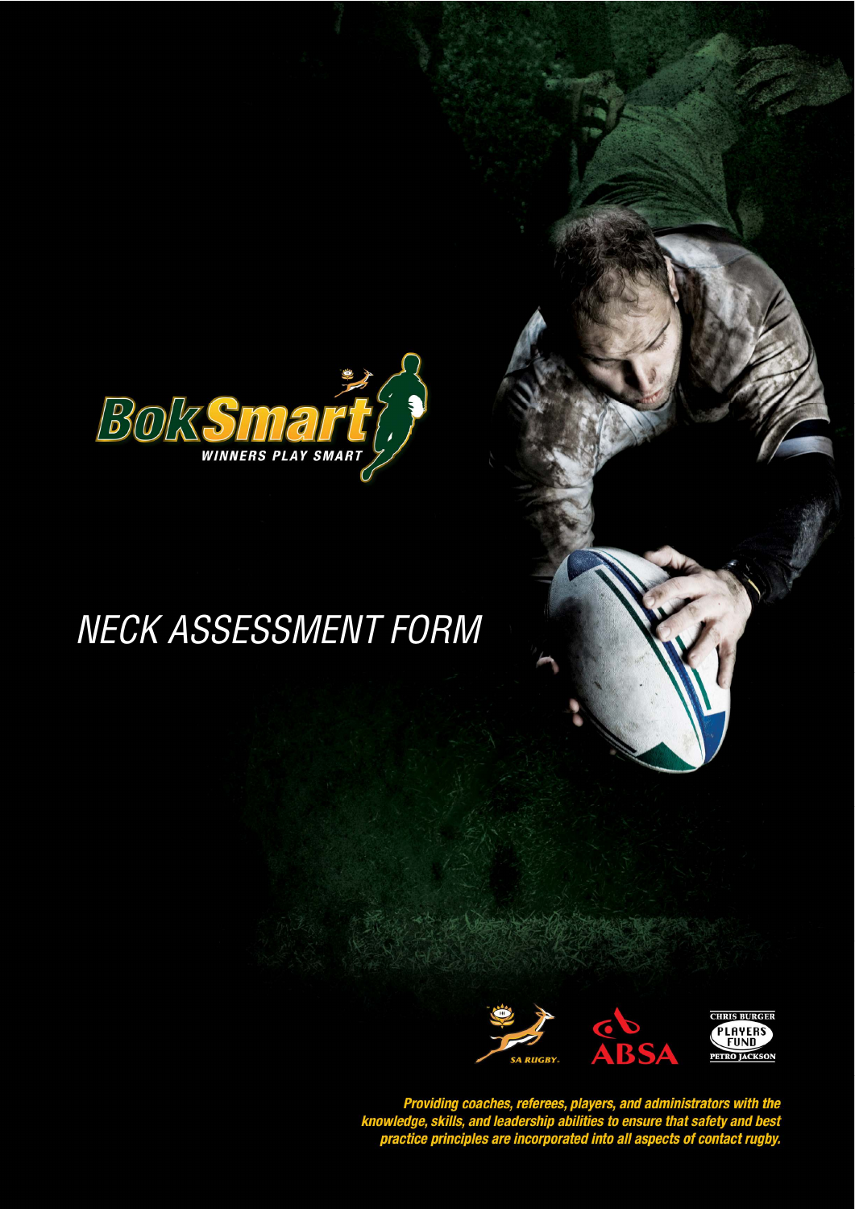BokSmart

WINNERS PLAY SMART

# NECK ASSESSMENT FORM

SA RUGBY

ABSA

CHRIS BURGER PLAYERS FUND PETRO JACKSON

***Providing coaches, referees, players, and administrators with the knowledge, skills, and leadership abilities to ensure that safety and best practice principles are incorporated into all aspects of contact rugby.***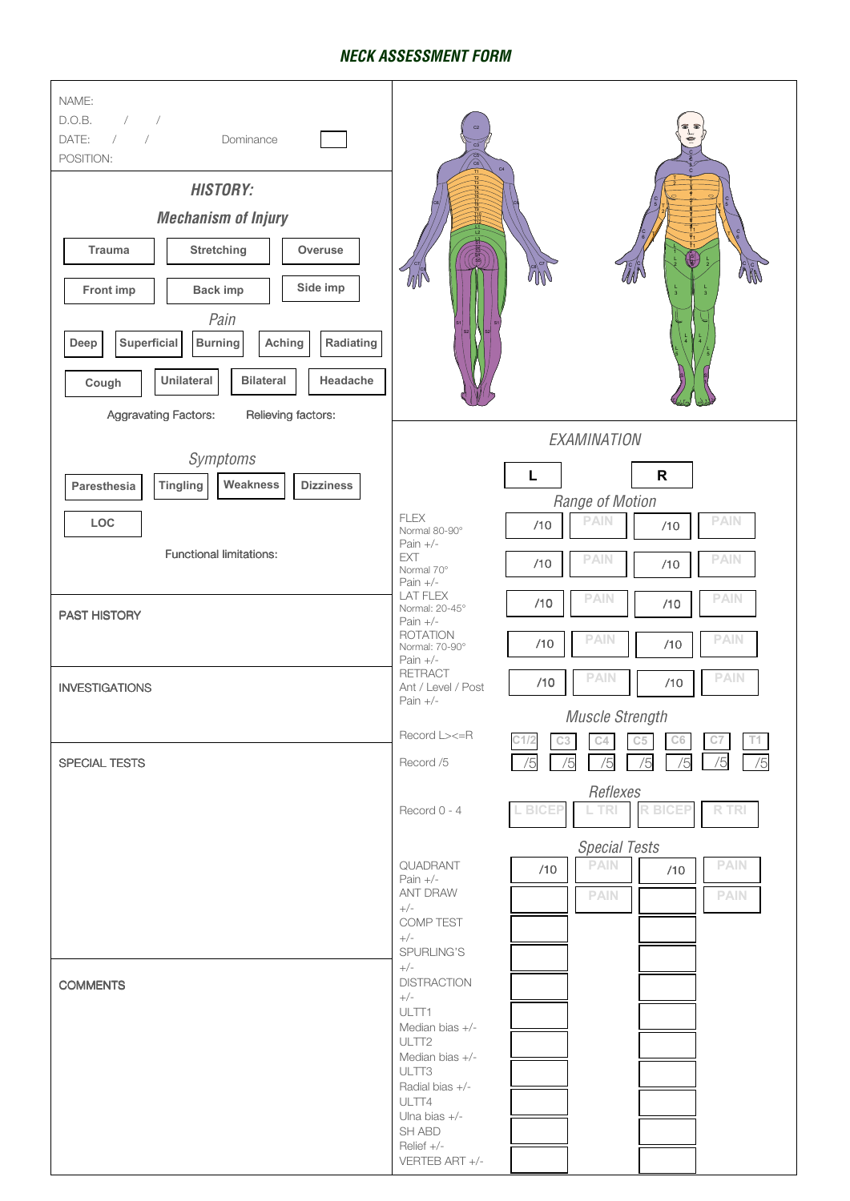# NECK ASSESSMENT FORM

NAME:
D.O.B. / /
DATE: / / Dominance
POSITION:

## HISTORY:

### Mechanism of Injury

Trauma | Stretching | Overuse
Front imp | Back imp | Side imp

### Pain

Deep | Superficial | Burning | Aching | Radiating
Cough | Unilateral | Bilateral | Headache

Aggravating Factors: Relieving factors:

### Symptoms

Paresthesia | Tingling | Weakness | Dizziness
LOC

Functional limitations:

PAST HISTORY

INVESTIGATIONS

SPECIAL TESTS

COMMENTS

## EXAMINATION

### Range of Motion

| | L | | R | |
|---|---|---|---|---|
| FLEX<br>Normal 80-90°<br>Pain +/- | /10 | PAIN | /10 | PAIN |
| EXT<br>Normal 70°<br>Pain +/- | /10 | PAIN | /10 | PAIN |
| LAT FLEX<br>Normal: 20-45°<br>Pain +/- | /10 | PAIN | /10 | PAIN |
| ROTATION<br>Normal: 70-90°<br>Pain +/- | /10 | PAIN | /10 | PAIN |
| RETRACT<br>Ant / Level / Post<br>Pain +/- | /10 | PAIN | /10 | PAIN |

### Muscle Strength

| | C1/2 | C3 | C4 | C5 | C6 | C7 | T1 |
|---|---|---|---|---|---|---|---|
| Record L><=R | | | | | | | |
| Record /5 | /5 | /5 | /5 | /5 | /5 | /5 | /5 |

### Reflexes

| | L BICEP | L TRI | R BICEP | R TRI |
|---|---|---|---|---|
| Record 0 - 4 | | | | |

### Special Tests

| | L | | R | |
|---|---|---|---|---|
| QUADRANT<br>Pain +/- | /10 | PAIN | /10 | PAIN |
| ANT DRAW<br>+/- | | PAIN | | PAIN |
| COMP TEST<br>+/- | | | | |
| SPURLING'S<br>+/- | | | | |
| DISTRACTION<br>+/- | | | | |
| ULTT1<br>Median bias +/- | | | | |
| ULTT2<br>Median bias +/- | | | | |
| ULTT3<br>Radial bias +/- | | | | |
| ULTT4<br>Ulna bias +/- | | | | |
| SH ABD<br>Relief +/- | | | | |
| VERTEB ART +/- | | | | |